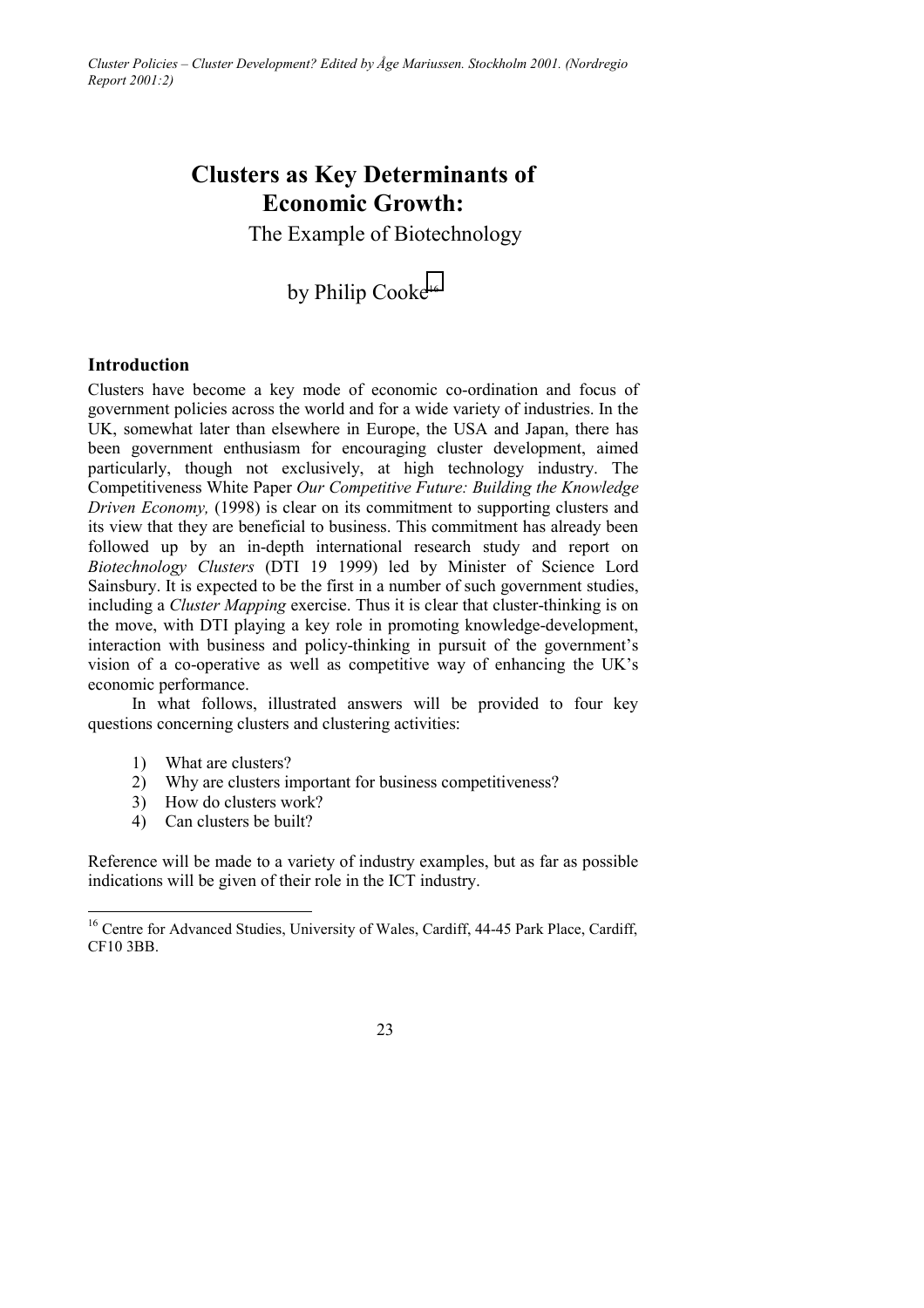*Cluster Policies – Cluster Development? Edited by Åge Mariussen. Stockholm 2001. (Nordregio Report 2001:2)*

# Clusters as Key Determinants of Economic Growth:

## The Example of Biotechnology

by Philip Cooke[16]

### Introduction

Clusters have become a key mode of economic co-ordination and focus of government policies across the world and for a wide variety of industries. In the UK, somewhat later than elsewhere in Europe, the USA and Japan, there has been government enthusiasm for encouraging cluster development, aimed particularly, though not exclusively, at high technology industry. The Competitiveness White Paper *Our Competitive Future: Building the Knowledge Driven Economy,* (1998) is clear on its commitment to supporting clusters and its view that they are beneficial to business. This commitment has already been followed up by an in-depth international research study and report on *Biotechnology Clusters* (DTI 19 1999) led by Minister of Science Lord Sainsbury. It is expected to be the first in a number of such government studies, including a *Cluster Mapping* exercise. Thus it is clear that cluster-thinking is on the move, with DTI playing a key role in promoting knowledge-development, interaction with business and policy-thinking in pursuit of the government's vision of a co-operative as well as competitive way of enhancing the UK's economic performance.

In what follows, illustrated answers will be provided to four key questions concerning clusters and clustering activities:

1) What are clusters?
2) Why are clusters important for business competitiveness?
3) How do clusters work?
4) Can clusters be built?

Reference will be made to a variety of industry examples, but as far as possible indications will be given of their role in the ICT industry.

[16] Centre for Advanced Studies, University of Wales, Cardiff, 44-45 Park Place, Cardiff, CF10 3BB.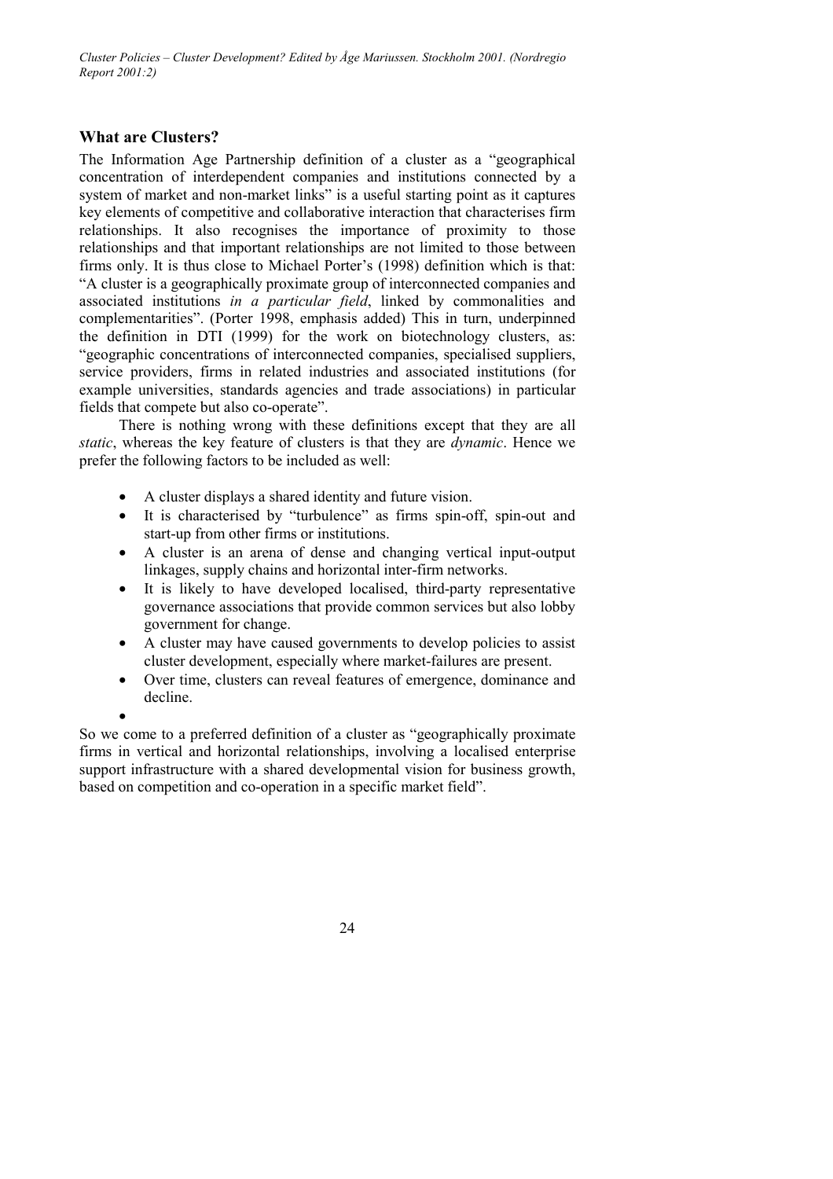## What are Clusters?

The Information Age Partnership definition of a cluster as a "geographical concentration of interdependent companies and institutions connected by a system of market and non-market links" is a useful starting point as it captures key elements of competitive and collaborative interaction that characterises firm relationships. It also recognises the importance of proximity to those relationships and that important relationships are not limited to those between firms only. It is thus close to Michael Porter's (1998) definition which is that: "A cluster is a geographically proximate group of interconnected companies and associated institutions *in a particular field*, linked by commonalities and complementarities". (Porter 1998, emphasis added) This in turn, underpinned the definition in DTI (1999) for the work on biotechnology clusters, as: "geographic concentrations of interconnected companies, specialised suppliers, service providers, firms in related industries and associated institutions (for example universities, standards agencies and trade associations) in particular fields that compete but also co-operate".

There is nothing wrong with these definitions except that they are all *static*, whereas the key feature of clusters is that they are *dynamic*. Hence we prefer the following factors to be included as well:

- A cluster displays a shared identity and future vision.
- It is characterised by "turbulence" as firms spin-off, spin-out and start-up from other firms or institutions.
- A cluster is an arena of dense and changing vertical input-output linkages, supply chains and horizontal inter-firm networks.
- It is likely to have developed localised, third-party representative governance associations that provide common services but also lobby government for change.
- A cluster may have caused governments to develop policies to assist cluster development, especially where market-failures are present.
- Over time, clusters can reveal features of emergence, dominance and decline.

So we come to a preferred definition of a cluster as "geographically proximate firms in vertical and horizontal relationships, involving a localised enterprise support infrastructure with a shared developmental vision for business growth, based on competition and co-operation in a specific market field".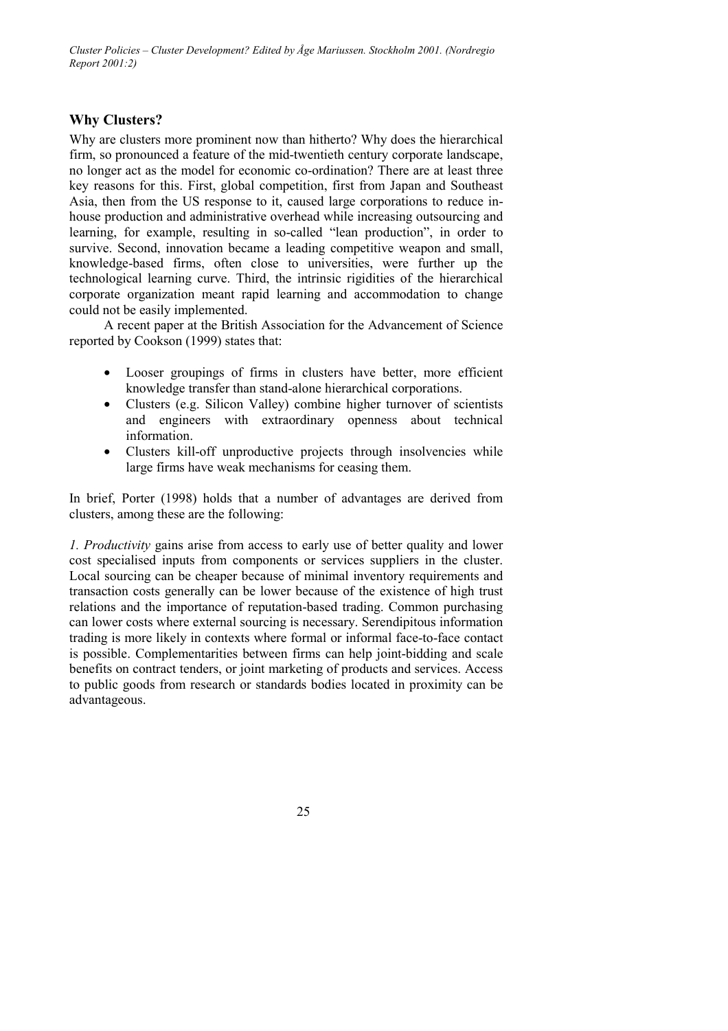## Why Clusters?

Why are clusters more prominent now than hitherto? Why does the hierarchical firm, so pronounced a feature of the mid-twentieth century corporate landscape, no longer act as the model for economic co-ordination? There are at least three key reasons for this. First, global competition, first from Japan and Southeast Asia, then from the US response to it, caused large corporations to reduce in-house production and administrative overhead while increasing outsourcing and learning, for example, resulting in so-called "lean production", in order to survive. Second, innovation became a leading competitive weapon and small, knowledge-based firms, often close to universities, were further up the technological learning curve. Third, the intrinsic rigidities of the hierarchical corporate organization meant rapid learning and accommodation to change could not be easily implemented.

A recent paper at the British Association for the Advancement of Science reported by Cookson (1999) states that:

- Looser groupings of firms in clusters have better, more efficient knowledge transfer than stand-alone hierarchical corporations.
- Clusters (e.g. Silicon Valley) combine higher turnover of scientists and engineers with extraordinary openness about technical information.
- Clusters kill-off unproductive projects through insolvencies while large firms have weak mechanisms for ceasing them.

In brief, Porter (1998) holds that a number of advantages are derived from clusters, among these are the following:

*1. Productivity* gains arise from access to early use of better quality and lower cost specialised inputs from components or services suppliers in the cluster. Local sourcing can be cheaper because of minimal inventory requirements and transaction costs generally can be lower because of the existence of high trust relations and the importance of reputation-based trading. Common purchasing can lower costs where external sourcing is necessary. Serendipitous information trading is more likely in contexts where formal or informal face-to-face contact is possible. Complementarities between firms can help joint-bidding and scale benefits on contract tenders, or joint marketing of products and services. Access to public goods from research or standards bodies located in proximity can be advantageous.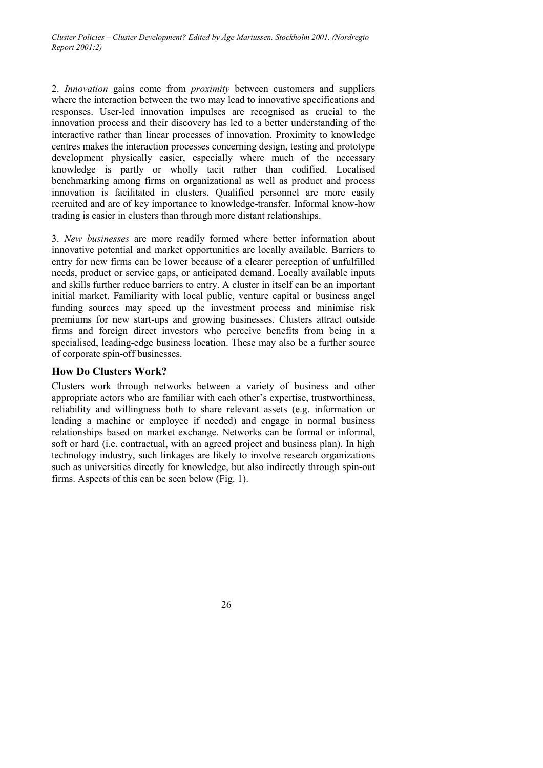2. *Innovation* gains come from *proximity* between customers and suppliers where the interaction between the two may lead to innovative specifications and responses. User-led innovation impulses are recognised as crucial to the innovation process and their discovery has led to a better understanding of the interactive rather than linear processes of innovation. Proximity to knowledge centres makes the interaction processes concerning design, testing and prototype development physically easier, especially where much of the necessary knowledge is partly or wholly tacit rather than codified. Localised benchmarking among firms on organizational as well as product and process innovation is facilitated in clusters. Qualified personnel are more easily recruited and are of key importance to knowledge-transfer. Informal know-how trading is easier in clusters than through more distant relationships.

3. *New businesses* are more readily formed where better information about innovative potential and market opportunities are locally available. Barriers to entry for new firms can be lower because of a clearer perception of unfulfilled needs, product or service gaps, or anticipated demand. Locally available inputs and skills further reduce barriers to entry. A cluster in itself can be an important initial market. Familiarity with local public, venture capital or business angel funding sources may speed up the investment process and minimise risk premiums for new start-ups and growing businesses. Clusters attract outside firms and foreign direct investors who perceive benefits from being in a specialised, leading-edge business location. These may also be a further source of corporate spin-off businesses.

## How Do Clusters Work?

Clusters work through networks between a variety of business and other appropriate actors who are familiar with each other's expertise, trustworthiness, reliability and willingness both to share relevant assets (e.g. information or lending a machine or employee if needed) and engage in normal business relationships based on market exchange. Networks can be formal or informal, soft or hard (i.e. contractual, with an agreed project and business plan). In high technology industry, such linkages are likely to involve research organizations such as universities directly for knowledge, but also indirectly through spin-out firms. Aspects of this can be seen below (Fig. 1).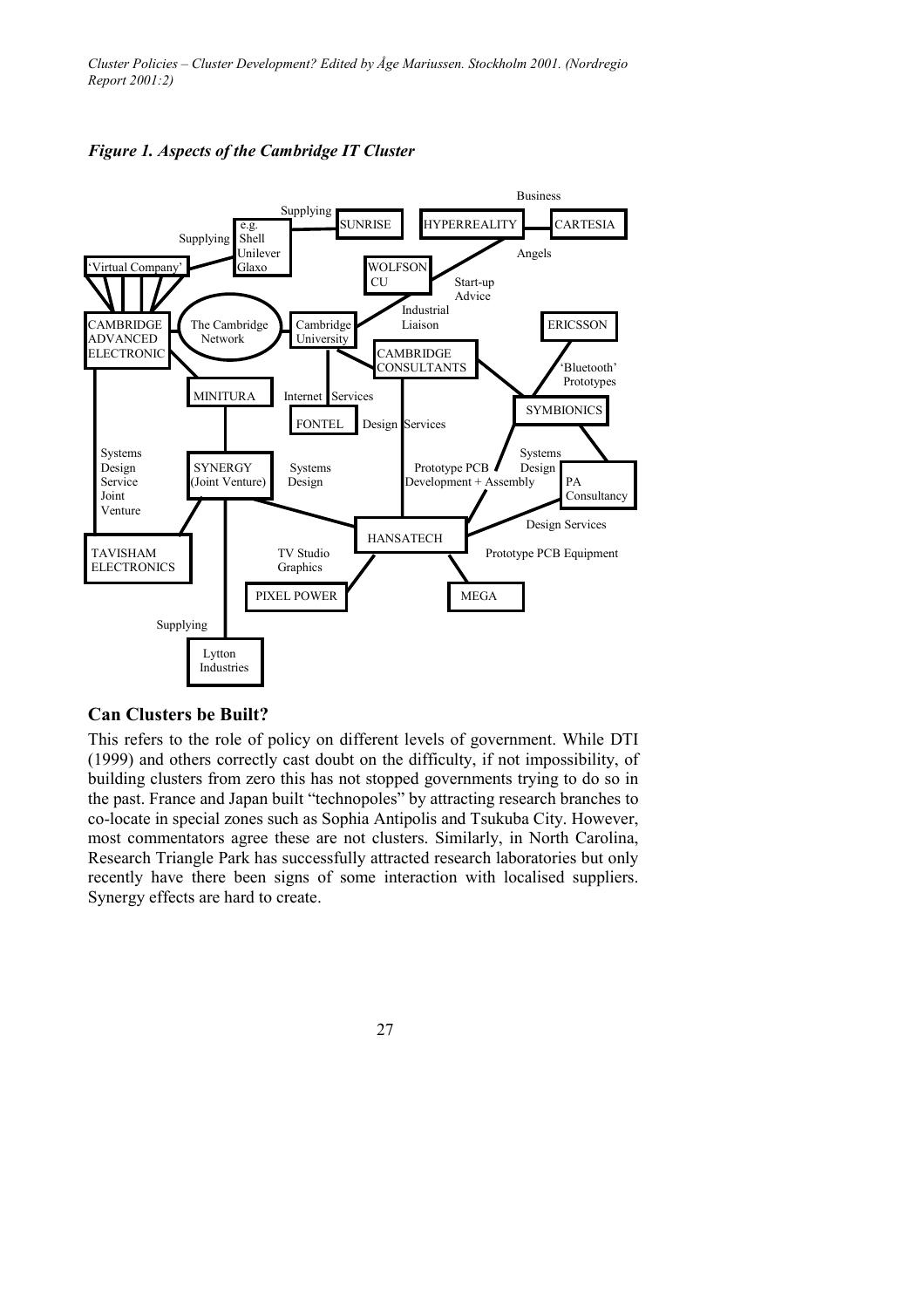*Figure 1. Aspects of the Cambridge IT Cluster*

## Can Clusters be Built?

This refers to the role of policy on different levels of government. While DTI (1999) and others correctly cast doubt on the difficulty, if not impossibility, of building clusters from zero this has not stopped governments trying to do so in the past. France and Japan built "technopoles" by attracting research branches to co-locate in special zones such as Sophia Antipolis and Tsukuba City. However, most commentators agree these are not clusters. Similarly, in North Carolina, Research Triangle Park has successfully attracted research laboratories but only recently have there been signs of some interaction with localised suppliers. Synergy effects are hard to create.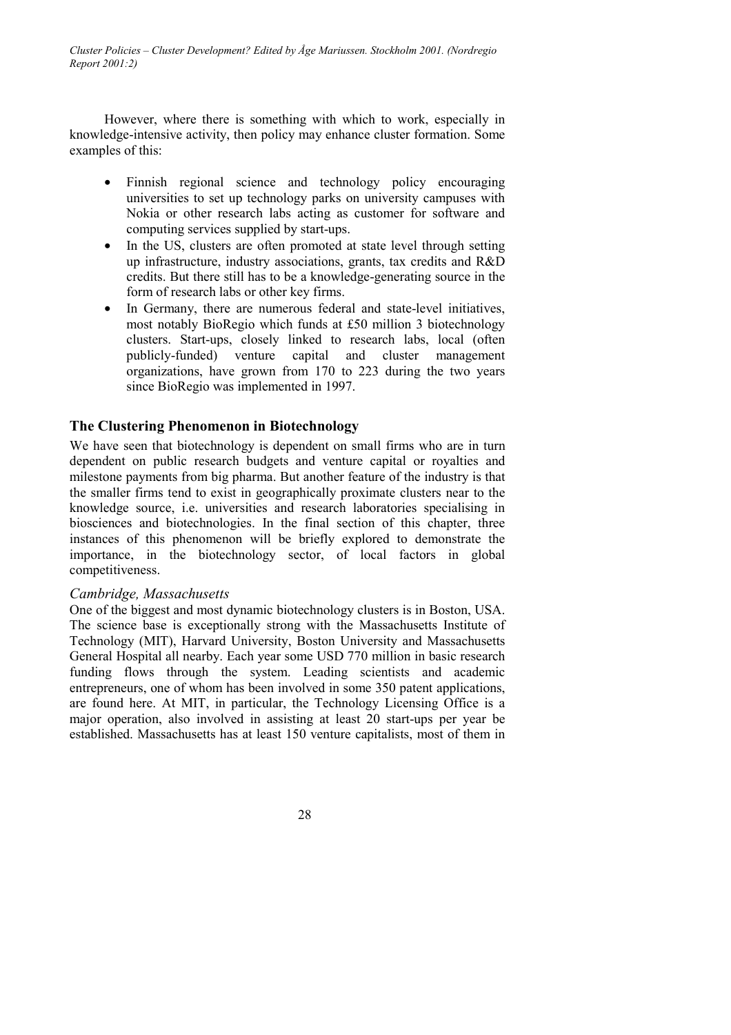However, where there is something with which to work, especially in knowledge-intensive activity, then policy may enhance cluster formation. Some examples of this:

- Finnish regional science and technology policy encouraging universities to set up technology parks on university campuses with Nokia or other research labs acting as customer for software and computing services supplied by start-ups.
- In the US, clusters are often promoted at state level through setting up infrastructure, industry associations, grants, tax credits and R&D credits. But there still has to be a knowledge-generating source in the form of research labs or other key firms.
- In Germany, there are numerous federal and state-level initiatives, most notably BioRegio which funds at £50 million 3 biotechnology clusters. Start-ups, closely linked to research labs, local (often publicly-funded) venture capital and cluster management organizations, have grown from 170 to 223 during the two years since BioRegio was implemented in 1997.

## The Clustering Phenomenon in Biotechnology

We have seen that biotechnology is dependent on small firms who are in turn dependent on public research budgets and venture capital or royalties and milestone payments from big pharma. But another feature of the industry is that the smaller firms tend to exist in geographically proximate clusters near to the knowledge source, i.e. universities and research laboratories specialising in biosciences and biotechnologies. In the final section of this chapter, three instances of this phenomenon will be briefly explored to demonstrate the importance, in the biotechnology sector, of local factors in global competitiveness.

### *Cambridge, Massachusetts*

One of the biggest and most dynamic biotechnology clusters is in Boston, USA. The science base is exceptionally strong with the Massachusetts Institute of Technology (MIT), Harvard University, Boston University and Massachusetts General Hospital all nearby. Each year some USD 770 million in basic research funding flows through the system. Leading scientists and academic entrepreneurs, one of whom has been involved in some 350 patent applications, are found here. At MIT, in particular, the Technology Licensing Office is a major operation, also involved in assisting at least 20 start-ups per year be established. Massachusetts has at least 150 venture capitalists, most of them in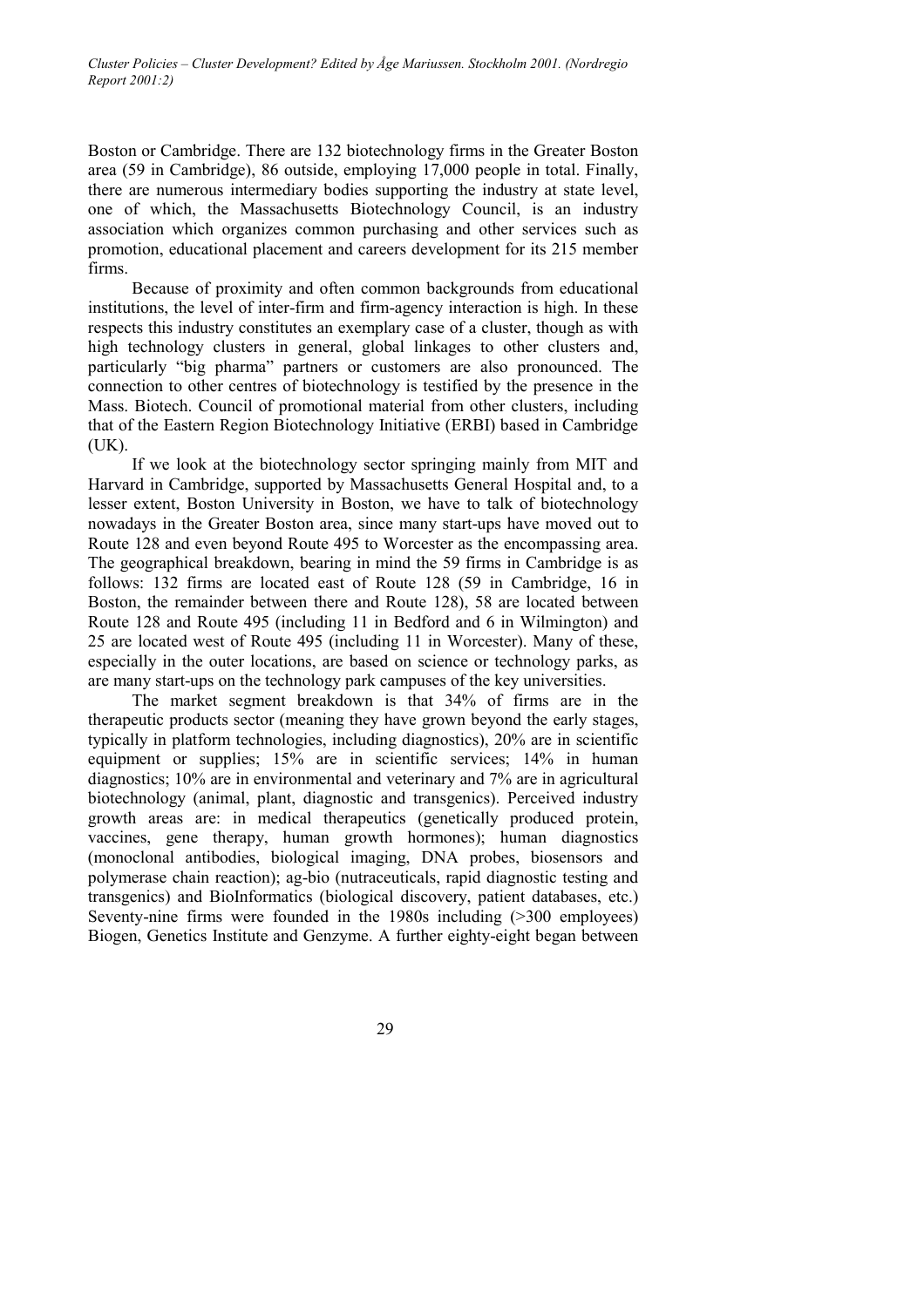Boston or Cambridge. There are 132 biotechnology firms in the Greater Boston area (59 in Cambridge), 86 outside, employing 17,000 people in total. Finally, there are numerous intermediary bodies supporting the industry at state level, one of which, the Massachusetts Biotechnology Council, is an industry association which organizes common purchasing and other services such as promotion, educational placement and careers development for its 215 member firms.

Because of proximity and often common backgrounds from educational institutions, the level of inter-firm and firm-agency interaction is high. In these respects this industry constitutes an exemplary case of a cluster, though as with high technology clusters in general, global linkages to other clusters and, particularly "big pharma" partners or customers are also pronounced. The connection to other centres of biotechnology is testified by the presence in the Mass. Biotech. Council of promotional material from other clusters, including that of the Eastern Region Biotechnology Initiative (ERBI) based in Cambridge (UK).

If we look at the biotechnology sector springing mainly from MIT and Harvard in Cambridge, supported by Massachusetts General Hospital and, to a lesser extent, Boston University in Boston, we have to talk of biotechnology nowadays in the Greater Boston area, since many start-ups have moved out to Route 128 and even beyond Route 495 to Worcester as the encompassing area. The geographical breakdown, bearing in mind the 59 firms in Cambridge is as follows: 132 firms are located east of Route 128 (59 in Cambridge, 16 in Boston, the remainder between there and Route 128), 58 are located between Route 128 and Route 495 (including 11 in Bedford and 6 in Wilmington) and 25 are located west of Route 495 (including 11 in Worcester). Many of these, especially in the outer locations, are based on science or technology parks, as are many start-ups on the technology park campuses of the key universities.

The market segment breakdown is that 34% of firms are in the therapeutic products sector (meaning they have grown beyond the early stages, typically in platform technologies, including diagnostics), 20% are in scientific equipment or supplies; 15% are in scientific services; 14% in human diagnostics; 10% are in environmental and veterinary and 7% are in agricultural biotechnology (animal, plant, diagnostic and transgenics). Perceived industry growth areas are: in medical therapeutics (genetically produced protein, vaccines, gene therapy, human growth hormones); human diagnostics (monoclonal antibodies, biological imaging, DNA probes, biosensors and polymerase chain reaction); ag-bio (nutraceuticals, rapid diagnostic testing and transgenics) and BioInformatics (biological discovery, patient databases, etc.) Seventy-nine firms were founded in the 1980s including (>300 employees) Biogen, Genetics Institute and Genzyme. A further eighty-eight began between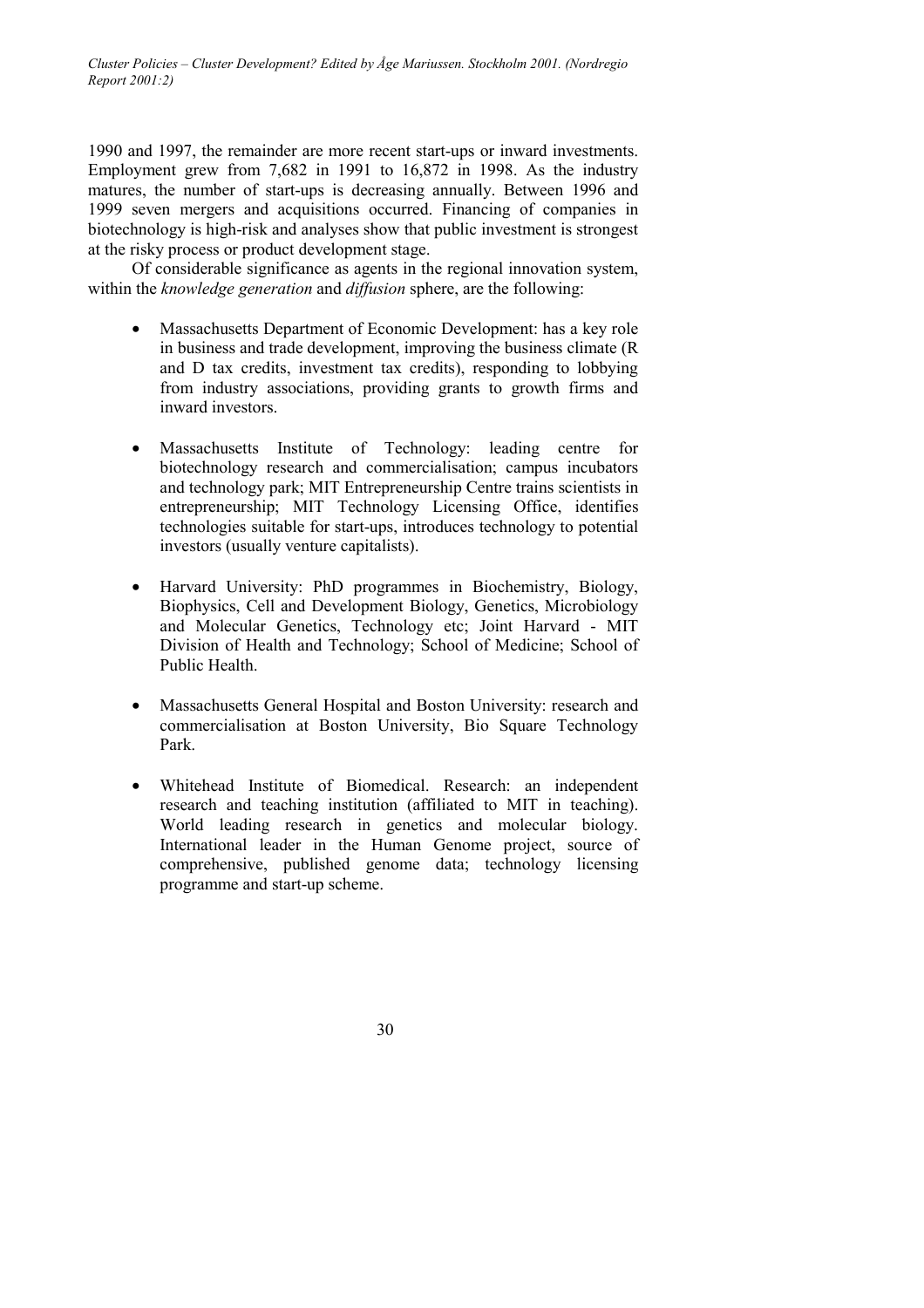1990 and 1997, the remainder are more recent start-ups or inward investments. Employment grew from 7,682 in 1991 to 16,872 in 1998. As the industry matures, the number of start-ups is decreasing annually. Between 1996 and 1999 seven mergers and acquisitions occurred. Financing of companies in biotechnology is high-risk and analyses show that public investment is strongest at the risky process or product development stage.

Of considerable significance as agents in the regional innovation system, within the *knowledge generation* and *diffusion* sphere, are the following:

- Massachusetts Department of Economic Development: has a key role in business and trade development, improving the business climate (R and D tax credits, investment tax credits), responding to lobbying from industry associations, providing grants to growth firms and inward investors.

- Massachusetts Institute of Technology: leading centre for biotechnology research and commercialisation; campus incubators and technology park; MIT Entrepreneurship Centre trains scientists in entrepreneurship; MIT Technology Licensing Office, identifies technologies suitable for start-ups, introduces technology to potential investors (usually venture capitalists).

- Harvard University: PhD programmes in Biochemistry, Biology, Biophysics, Cell and Development Biology, Genetics, Microbiology and Molecular Genetics, Technology etc; Joint Harvard - MIT Division of Health and Technology; School of Medicine; School of Public Health.

- Massachusetts General Hospital and Boston University: research and commercialisation at Boston University, Bio Square Technology Park.

- Whitehead Institute of Biomedical. Research: an independent research and teaching institution (affiliated to MIT in teaching). World leading research in genetics and molecular biology. International leader in the Human Genome project, source of comprehensive, published genome data; technology licensing programme and start-up scheme.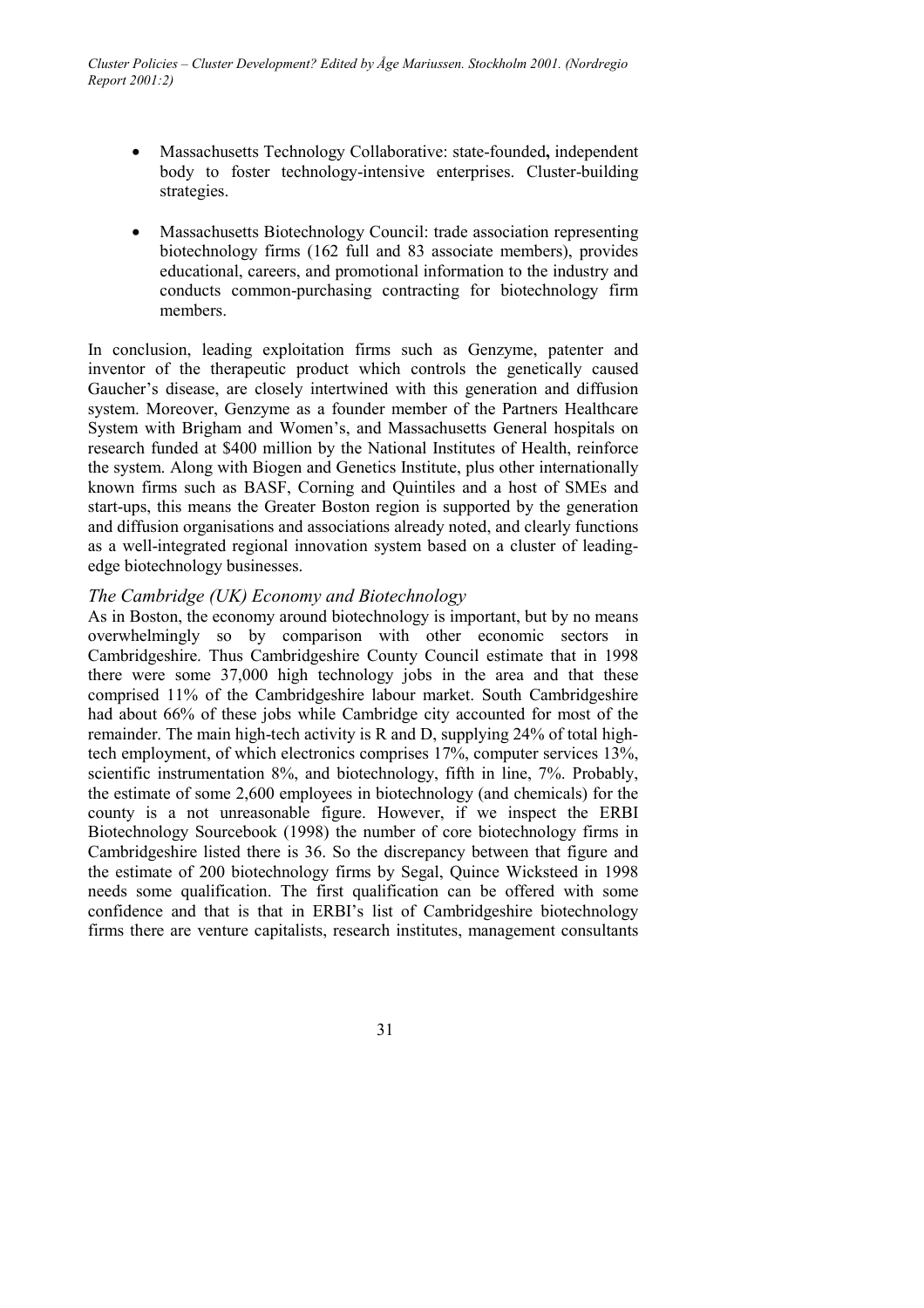- Massachusetts Technology Collaborative: state-founded**,** independent body to foster technology-intensive enterprises. Cluster-building strategies.

- Massachusetts Biotechnology Council: trade association representing biotechnology firms (162 full and 83 associate members), provides educational, careers, and promotional information to the industry and conducts common-purchasing contracting for biotechnology firm members.

In conclusion, leading exploitation firms such as Genzyme, patenter and inventor of the therapeutic product which controls the genetically caused Gaucher's disease, are closely intertwined with this generation and diffusion system. Moreover, Genzyme as a founder member of the Partners Healthcare System with Brigham and Women's, and Massachusetts General hospitals on research funded at $400 million by the National Institutes of Health, reinforce the system. Along with Biogen and Genetics Institute, plus other internationally known firms such as BASF, Corning and Quintiles and a host of SMEs and start-ups, this means the Greater Boston region is supported by the generation and diffusion organisations and associations already noted, and clearly functions as a well-integrated regional innovation system based on a cluster of leading-edge biotechnology businesses.

### *The Cambridge (UK) Economy and Biotechnology*

As in Boston, the economy around biotechnology is important, but by no means overwhelmingly so by comparison with other economic sectors in Cambridgeshire. Thus Cambridgeshire County Council estimate that in 1998 there were some 37,000 high technology jobs in the area and that these comprised 11% of the Cambridgeshire labour market. South Cambridgeshire had about 66% of these jobs while Cambridge city accounted for most of the remainder. The main high-tech activity is R and D, supplying 24% of total high-tech employment, of which electronics comprises 17%, computer services 13%, scientific instrumentation 8%, and biotechnology, fifth in line, 7%. Probably, the estimate of some 2,600 employees in biotechnology (and chemicals) for the county is a not unreasonable figure. However, if we inspect the ERBI Biotechnology Sourcebook (1998) the number of core biotechnology firms in Cambridgeshire listed there is 36. So the discrepancy between that figure and the estimate of 200 biotechnology firms by Segal, Quince Wicksteed in 1998 needs some qualification. The first qualification can be offered with some confidence and that is that in ERBI's list of Cambridgeshire biotechnology firms there are venture capitalists, research institutes, management consultants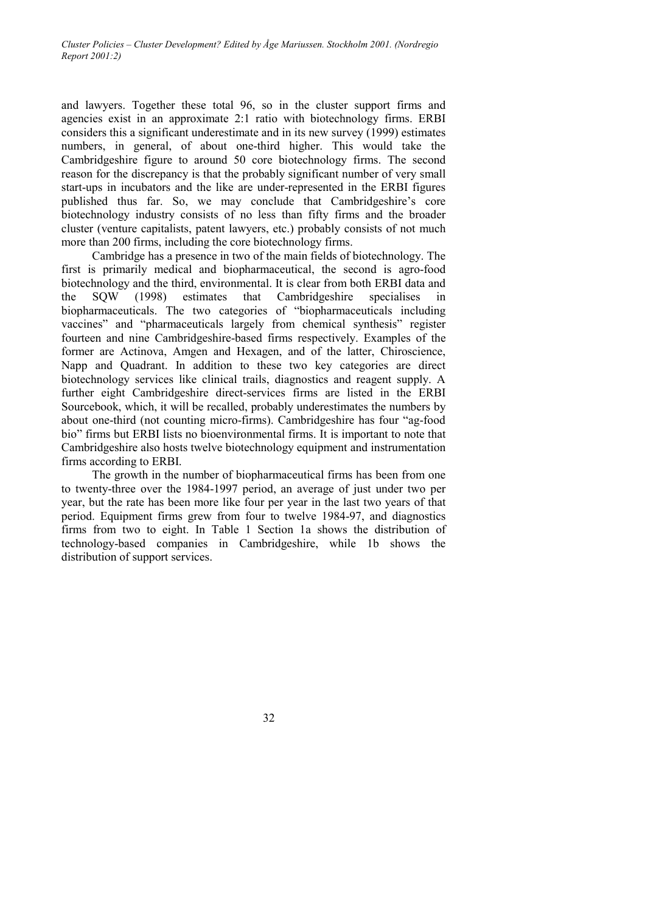and lawyers. Together these total 96, so in the cluster support firms and agencies exist in an approximate 2:1 ratio with biotechnology firms. ERBI considers this a significant underestimate and in its new survey (1999) estimates numbers, in general, of about one-third higher. This would take the Cambridgeshire figure to around 50 core biotechnology firms. The second reason for the discrepancy is that the probably significant number of very small start-ups in incubators and the like are under-represented in the ERBI figures published thus far. So, we may conclude that Cambridgeshire's core biotechnology industry consists of no less than fifty firms and the broader cluster (venture capitalists, patent lawyers, etc.) probably consists of not much more than 200 firms, including the core biotechnology firms.

Cambridge has a presence in two of the main fields of biotechnology. The first is primarily medical and biopharmaceutical, the second is agro-food biotechnology and the third, environmental. It is clear from both ERBI data and the SQW (1998) estimates that Cambridgeshire specialises in biopharmaceuticals. The two categories of "biopharmaceuticals including vaccines" and "pharmaceuticals largely from chemical synthesis" register fourteen and nine Cambridgeshire-based firms respectively. Examples of the former are Actinova, Amgen and Hexagen, and of the latter, Chiroscience, Napp and Quadrant. In addition to these two key categories are direct biotechnology services like clinical trails, diagnostics and reagent supply. A further eight Cambridgeshire direct-services firms are listed in the ERBI Sourcebook, which, it will be recalled, probably underestimates the numbers by about one-third (not counting micro-firms). Cambridgeshire has four "ag-food bio" firms but ERBI lists no bioenvironmental firms. It is important to note that Cambridgeshire also hosts twelve biotechnology equipment and instrumentation firms according to ERBI.

The growth in the number of biopharmaceutical firms has been from one to twenty-three over the 1984-1997 period, an average of just under two per year, but the rate has been more like four per year in the last two years of that period. Equipment firms grew from four to twelve 1984-97, and diagnostics firms from two to eight. In Table 1 Section 1a shows the distribution of technology-based companies in Cambridgeshire, while 1b shows the distribution of support services.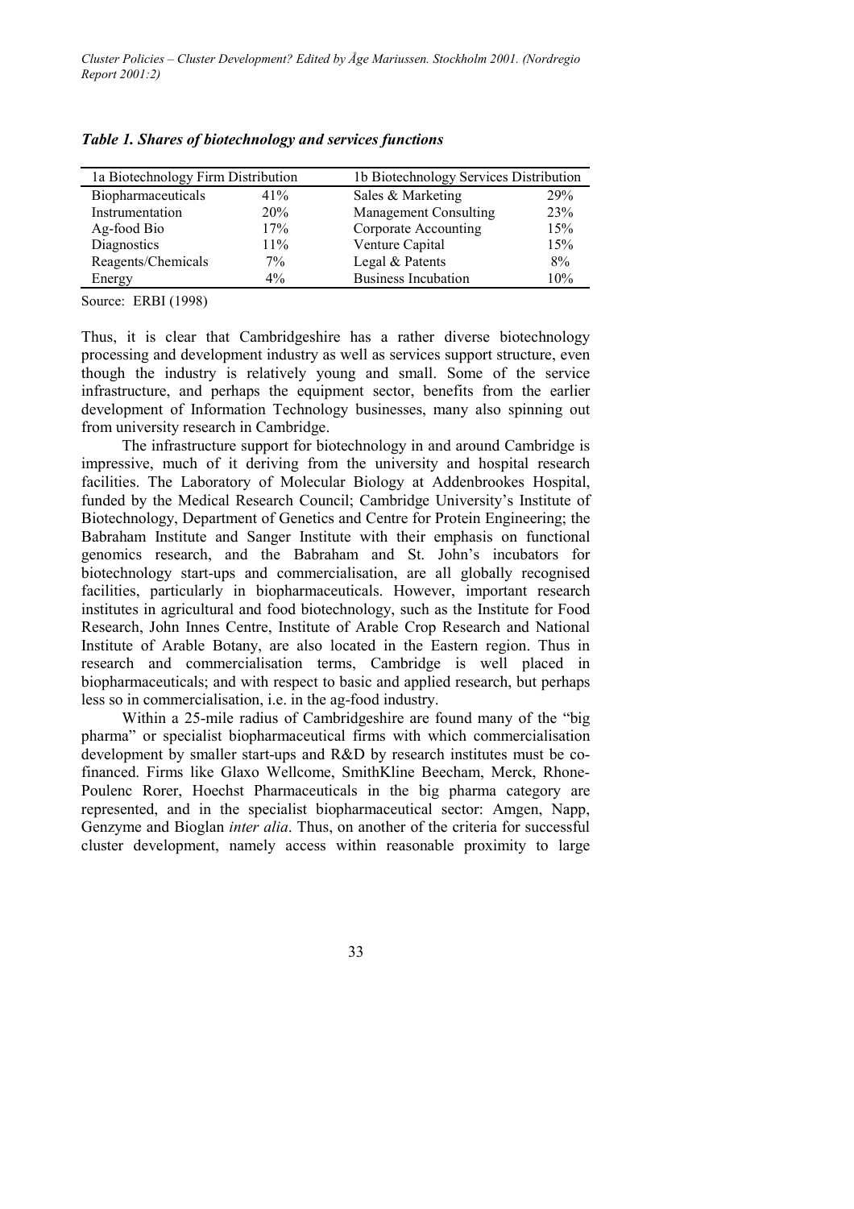*Table 1. Shares of biotechnology and services functions*

| 1a Biotechnology Firm Distribution | | 1b Biotechnology Services Distribution | |
|---|---|---|---|
| Biopharmaceuticals | 41% | Sales & Marketing | 29% |
| Instrumentation | 20% | Management Consulting | 23% |
| Ag-food Bio | 17% | Corporate Accounting | 15% |
| Diagnostics | 11% | Venture Capital | 15% |
| Reagents/Chemicals | 7% | Legal & Patents | 8% |
| Energy | 4% | Business Incubation | 10% |

Source: ERBI (1998)

Thus, it is clear that Cambridgeshire has a rather diverse biotechnology processing and development industry as well as services support structure, even though the industry is relatively young and small. Some of the service infrastructure, and perhaps the equipment sector, benefits from the earlier development of Information Technology businesses, many also spinning out from university research in Cambridge.

The infrastructure support for biotechnology in and around Cambridge is impressive, much of it deriving from the university and hospital research facilities. The Laboratory of Molecular Biology at Addenbrookes Hospital, funded by the Medical Research Council; Cambridge University's Institute of Biotechnology, Department of Genetics and Centre for Protein Engineering; the Babraham Institute and Sanger Institute with their emphasis on functional genomics research, and the Babraham and St. John's incubators for biotechnology start-ups and commercialisation, are all globally recognised facilities, particularly in biopharmaceuticals. However, important research institutes in agricultural and food biotechnology, such as the Institute for Food Research, John Innes Centre, Institute of Arable Crop Research and National Institute of Arable Botany, are also located in the Eastern region. Thus in research and commercialisation terms, Cambridge is well placed in biopharmaceuticals; and with respect to basic and applied research, but perhaps less so in commercialisation, i.e. in the ag-food industry.

Within a 25-mile radius of Cambridgeshire are found many of the "big pharma" or specialist biopharmaceutical firms with which commercialisation development by smaller start-ups and R&D by research institutes must be co-financed. Firms like Glaxo Wellcome, SmithKline Beecham, Merck, Rhone-Poulenc Rorer, Hoechst Pharmaceuticals in the big pharma category are represented, and in the specialist biopharmaceutical sector: Amgen, Napp, Genzyme and Bioglan *inter alia*. Thus, on another of the criteria for successful cluster development, namely access within reasonable proximity to large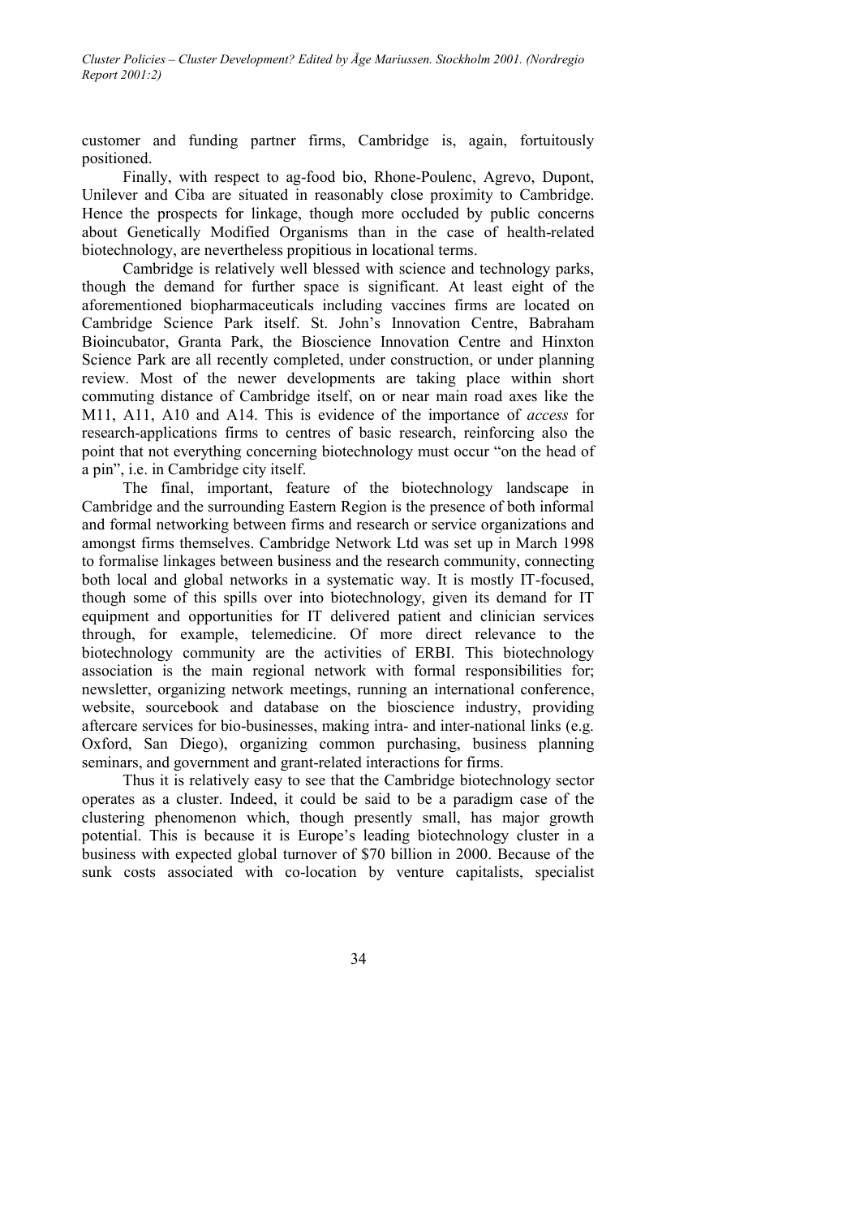customer and funding partner firms, Cambridge is, again, fortuitously positioned.

Finally, with respect to ag-food bio, Rhone-Poulenc, Agrevo, Dupont, Unilever and Ciba are situated in reasonably close proximity to Cambridge. Hence the prospects for linkage, though more occluded by public concerns about Genetically Modified Organisms than in the case of health-related biotechnology, are nevertheless propitious in locational terms.

Cambridge is relatively well blessed with science and technology parks, though the demand for further space is significant. At least eight of the aforementioned biopharmaceuticals including vaccines firms are located on Cambridge Science Park itself. St. John's Innovation Centre, Babraham Bioincubator, Granta Park, the Bioscience Innovation Centre and Hinxton Science Park are all recently completed, under construction, or under planning review. Most of the newer developments are taking place within short commuting distance of Cambridge itself, on or near main road axes like the M11, A11, A10 and A14. This is evidence of the importance of *access* for research-applications firms to centres of basic research, reinforcing also the point that not everything concerning biotechnology must occur "on the head of a pin", i.e. in Cambridge city itself.

The final, important, feature of the biotechnology landscape in Cambridge and the surrounding Eastern Region is the presence of both informal and formal networking between firms and research or service organizations and amongst firms themselves. Cambridge Network Ltd was set up in March 1998 to formalise linkages between business and the research community, connecting both local and global networks in a systematic way. It is mostly IT-focused, though some of this spills over into biotechnology, given its demand for IT equipment and opportunities for IT delivered patient and clinician services through, for example, telemedicine. Of more direct relevance to the biotechnology community are the activities of ERBI. This biotechnology association is the main regional network with formal responsibilities for; newsletter, organizing network meetings, running an international conference, website, sourcebook and database on the bioscience industry, providing aftercare services for bio-businesses, making intra- and inter-national links (e.g. Oxford, San Diego), organizing common purchasing, business planning seminars, and government and grant-related interactions for firms.

Thus it is relatively easy to see that the Cambridge biotechnology sector operates as a cluster. Indeed, it could be said to be a paradigm case of the clustering phenomenon which, though presently small, has major growth potential. This is because it is Europe's leading biotechnology cluster in a business with expected global turnover of $70 billion in 2000. Because of the sunk costs associated with co-location by venture capitalists, specialist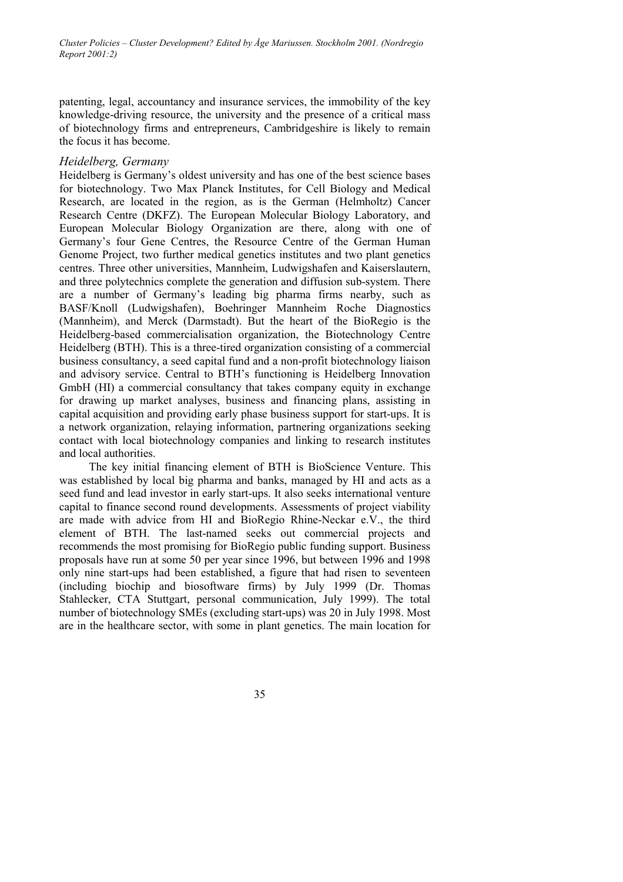patenting, legal, accountancy and insurance services, the immobility of the key knowledge-driving resource, the university and the presence of a critical mass of biotechnology firms and entrepreneurs, Cambridgeshire is likely to remain the focus it has become.

### *Heidelberg, Germany*

Heidelberg is Germany's oldest university and has one of the best science bases for biotechnology. Two Max Planck Institutes, for Cell Biology and Medical Research, are located in the region, as is the German (Helmholtz) Cancer Research Centre (DKFZ). The European Molecular Biology Laboratory, and European Molecular Biology Organization are there, along with one of Germany's four Gene Centres, the Resource Centre of the German Human Genome Project, two further medical genetics institutes and two plant genetics centres. Three other universities, Mannheim, Ludwigshafen and Kaiserslautern, and three polytechnics complete the generation and diffusion sub-system. There are a number of Germany's leading big pharma firms nearby, such as BASF/Knoll (Ludwigshafen), Boehringer Mannheim Roche Diagnostics (Mannheim), and Merck (Darmstadt). But the heart of the BioRegio is the Heidelberg-based commercialisation organization, the Biotechnology Centre Heidelberg (BTH). This is a three-tired organization consisting of a commercial business consultancy, a seed capital fund and a non-profit biotechnology liaison and advisory service. Central to BTH's functioning is Heidelberg Innovation GmbH (HI) a commercial consultancy that takes company equity in exchange for drawing up market analyses, business and financing plans, assisting in capital acquisition and providing early phase business support for start-ups. It is a network organization, relaying information, partnering organizations seeking contact with local biotechnology companies and linking to research institutes and local authorities.

The key initial financing element of BTH is BioScience Venture. This was established by local big pharma and banks, managed by HI and acts as a seed fund and lead investor in early start-ups. It also seeks international venture capital to finance second round developments. Assessments of project viability are made with advice from HI and BioRegio Rhine-Neckar e.V., the third element of BTH. The last-named seeks out commercial projects and recommends the most promising for BioRegio public funding support. Business proposals have run at some 50 per year since 1996, but between 1996 and 1998 only nine start-ups had been established, a figure that had risen to seventeen (including biochip and biosoftware firms) by July 1999 (Dr. Thomas Stahlecker, CTA Stuttgart, personal communication, July 1999). The total number of biotechnology SMEs (excluding start-ups) was 20 in July 1998. Most are in the healthcare sector, with some in plant genetics. The main location for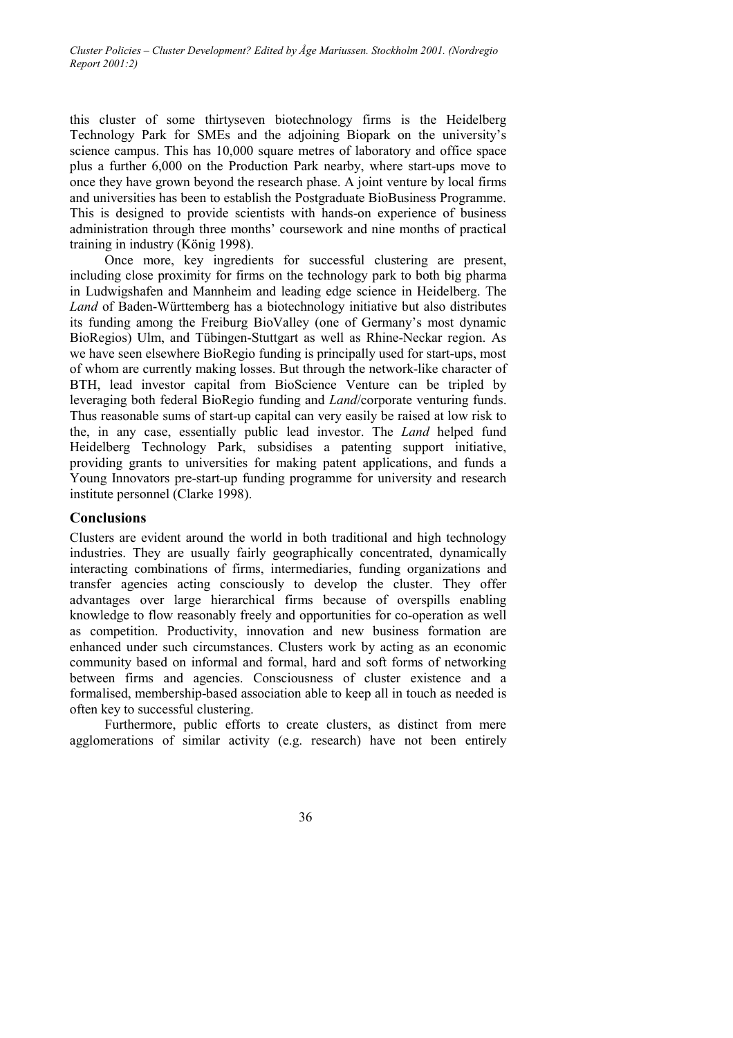this cluster of some thirtyseven biotechnology firms is the Heidelberg Technology Park for SMEs and the adjoining Biopark on the university's science campus. This has 10,000 square metres of laboratory and office space plus a further 6,000 on the Production Park nearby, where start-ups move to once they have grown beyond the research phase. A joint venture by local firms and universities has been to establish the Postgraduate BioBusiness Programme. This is designed to provide scientists with hands-on experience of business administration through three months' coursework and nine months of practical training in industry (König 1998).

Once more, key ingredients for successful clustering are present, including close proximity for firms on the technology park to both big pharma in Ludwigshafen and Mannheim and leading edge science in Heidelberg. The *Land* of Baden-Württemberg has a biotechnology initiative but also distributes its funding among the Freiburg BioValley (one of Germany's most dynamic BioRegios) Ulm, and Tübingen-Stuttgart as well as Rhine-Neckar region. As we have seen elsewhere BioRegio funding is principally used for start-ups, most of whom are currently making losses. But through the network-like character of BTH, lead investor capital from BioScience Venture can be tripled by leveraging both federal BioRegio funding and *Land*/corporate venturing funds. Thus reasonable sums of start-up capital can very easily be raised at low risk to the, in any case, essentially public lead investor. The *Land* helped fund Heidelberg Technology Park, subsidises a patenting support initiative, providing grants to universities for making patent applications, and funds a Young Innovators pre-start-up funding programme for university and research institute personnel (Clarke 1998).

## Conclusions

Clusters are evident around the world in both traditional and high technology industries. They are usually fairly geographically concentrated, dynamically interacting combinations of firms, intermediaries, funding organizations and transfer agencies acting consciously to develop the cluster. They offer advantages over large hierarchical firms because of overspills enabling knowledge to flow reasonably freely and opportunities for co-operation as well as competition. Productivity, innovation and new business formation are enhanced under such circumstances. Clusters work by acting as an economic community based on informal and formal, hard and soft forms of networking between firms and agencies. Consciousness of cluster existence and a formalised, membership-based association able to keep all in touch as needed is often key to successful clustering.

Furthermore, public efforts to create clusters, as distinct from mere agglomerations of similar activity (e.g. research) have not been entirely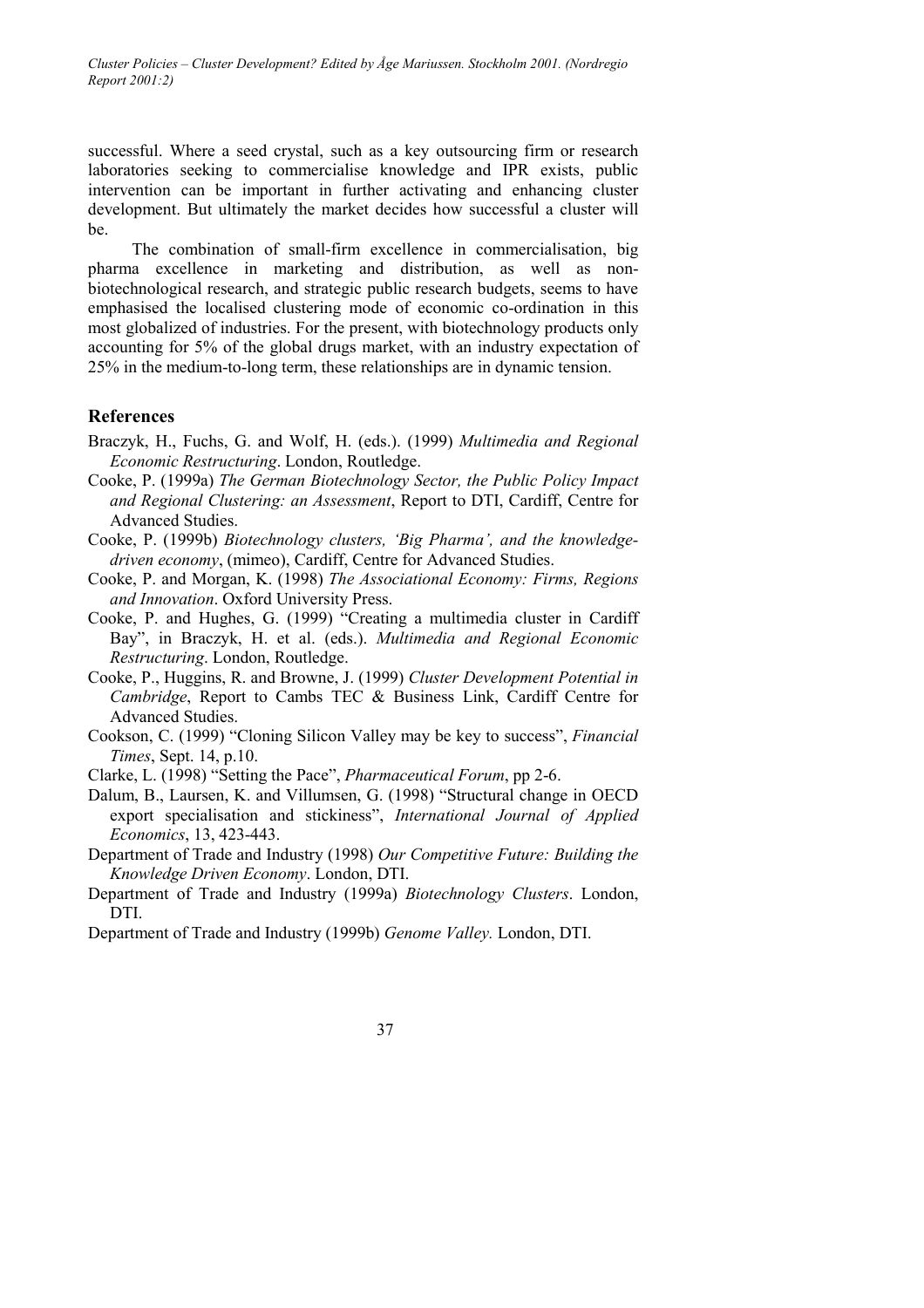successful. Where a seed crystal, such as a key outsourcing firm or research laboratories seeking to commercialise knowledge and IPR exists, public intervention can be important in further activating and enhancing cluster development. But ultimately the market decides how successful a cluster will be.

The combination of small-firm excellence in commercialisation, big pharma excellence in marketing and distribution, as well as non-biotechnological research, and strategic public research budgets, seems to have emphasised the localised clustering mode of economic co-ordination in this most globalized of industries. For the present, with biotechnology products only accounting for 5% of the global drugs market, with an industry expectation of 25% in the medium-to-long term, these relationships are in dynamic tension.

## References

Braczyk, H., Fuchs, G. and Wolf, H. (eds.). (1999) *Multimedia and Regional Economic Restructuring*. London, Routledge.

Cooke, P. (1999a) *The German Biotechnology Sector, the Public Policy Impact and Regional Clustering: an Assessment*, Report to DTI, Cardiff, Centre for Advanced Studies.

Cooke, P. (1999b) *Biotechnology clusters, 'Big Pharma', and the knowledge-driven economy*, (mimeo), Cardiff, Centre for Advanced Studies.

Cooke, P. and Morgan, K. (1998) *The Associational Economy: Firms, Regions and Innovation*. Oxford University Press.

Cooke, P. and Hughes, G. (1999) "Creating a multimedia cluster in Cardiff Bay", in Braczyk, H. et al. (eds.). *Multimedia and Regional Economic Restructuring*. London, Routledge.

Cooke, P., Huggins, R. and Browne, J. (1999) *Cluster Development Potential in Cambridge*, Report to Cambs TEC & Business Link, Cardiff Centre for Advanced Studies.

Cookson, C. (1999) "Cloning Silicon Valley may be key to success", *Financial Times*, Sept. 14, p.10.

Clarke, L. (1998) "Setting the Pace", *Pharmaceutical Forum*, pp 2-6.

Dalum, B., Laursen, K. and Villumsen, G. (1998) "Structural change in OECD export specialisation and stickiness", *International Journal of Applied Economics*, 13, 423-443.

Department of Trade and Industry (1998) *Our Competitive Future: Building the Knowledge Driven Economy*. London, DTI.

Department of Trade and Industry (1999a) *Biotechnology Clusters*. London, DTI.

Department of Trade and Industry (1999b) *Genome Valley.* London, DTI.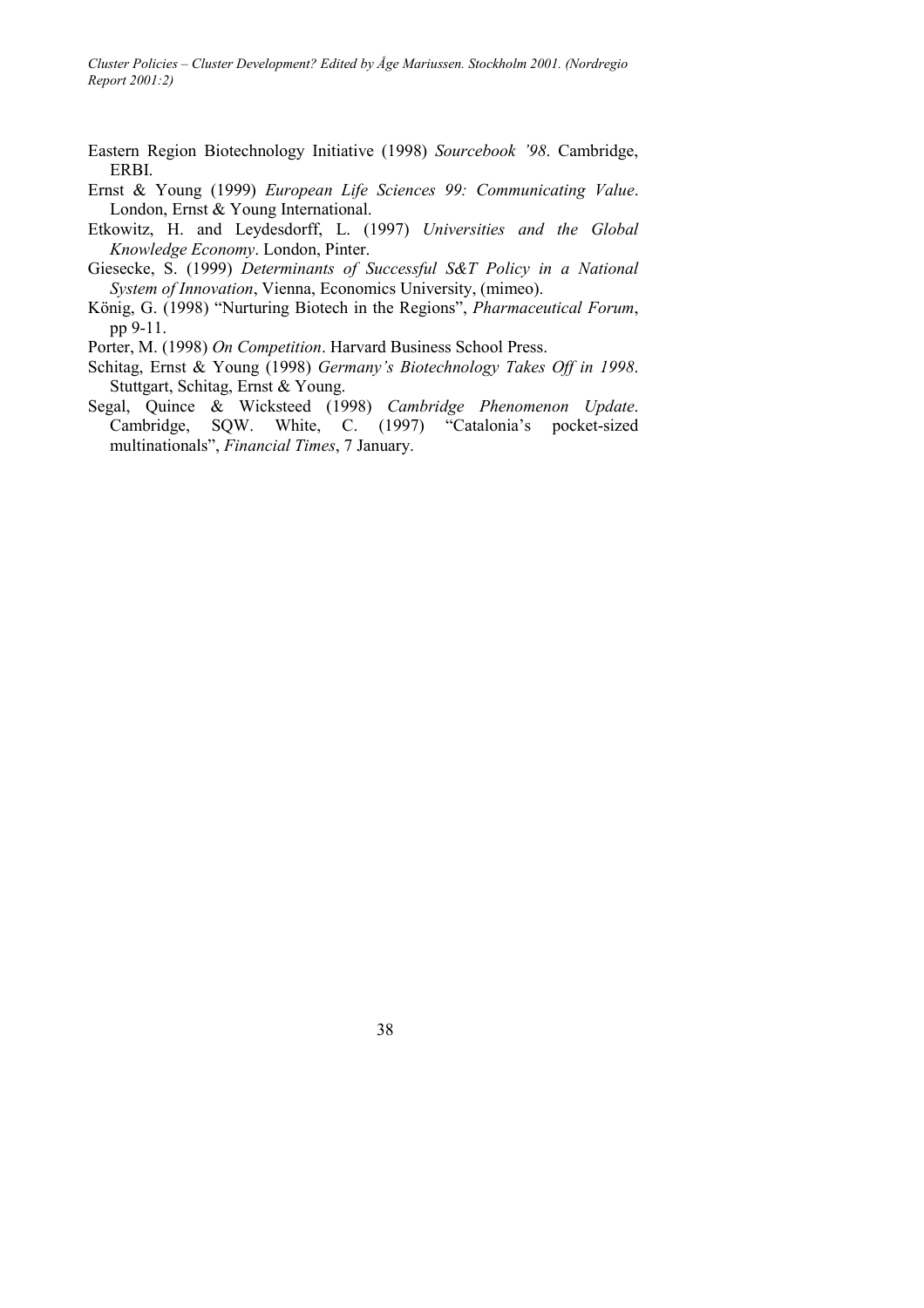Eastern Region Biotechnology Initiative (1998) *Sourcebook '98*. Cambridge, ERBI.

Ernst & Young (1999) *European Life Sciences 99: Communicating Value*. London, Ernst & Young International.

Etkowitz, H. and Leydesdorff, L. (1997) *Universities and the Global Knowledge Economy*. London, Pinter.

Giesecke, S. (1999) *Determinants of Successful S&T Policy in a National System of Innovation*, Vienna, Economics University, (mimeo).

König, G. (1998) "Nurturing Biotech in the Regions", *Pharmaceutical Forum*, pp 9-11.

Porter, M. (1998) *On Competition*. Harvard Business School Press.

Schitag, Ernst & Young (1998) *Germany's Biotechnology Takes Off in 1998*. Stuttgart, Schitag, Ernst & Young.

Segal, Quince & Wicksteed (1998) *Cambridge Phenomenon Update*. Cambridge, SQW. White, C. (1997) "Catalonia's pocket-sized multinationals", *Financial Times*, 7 January.